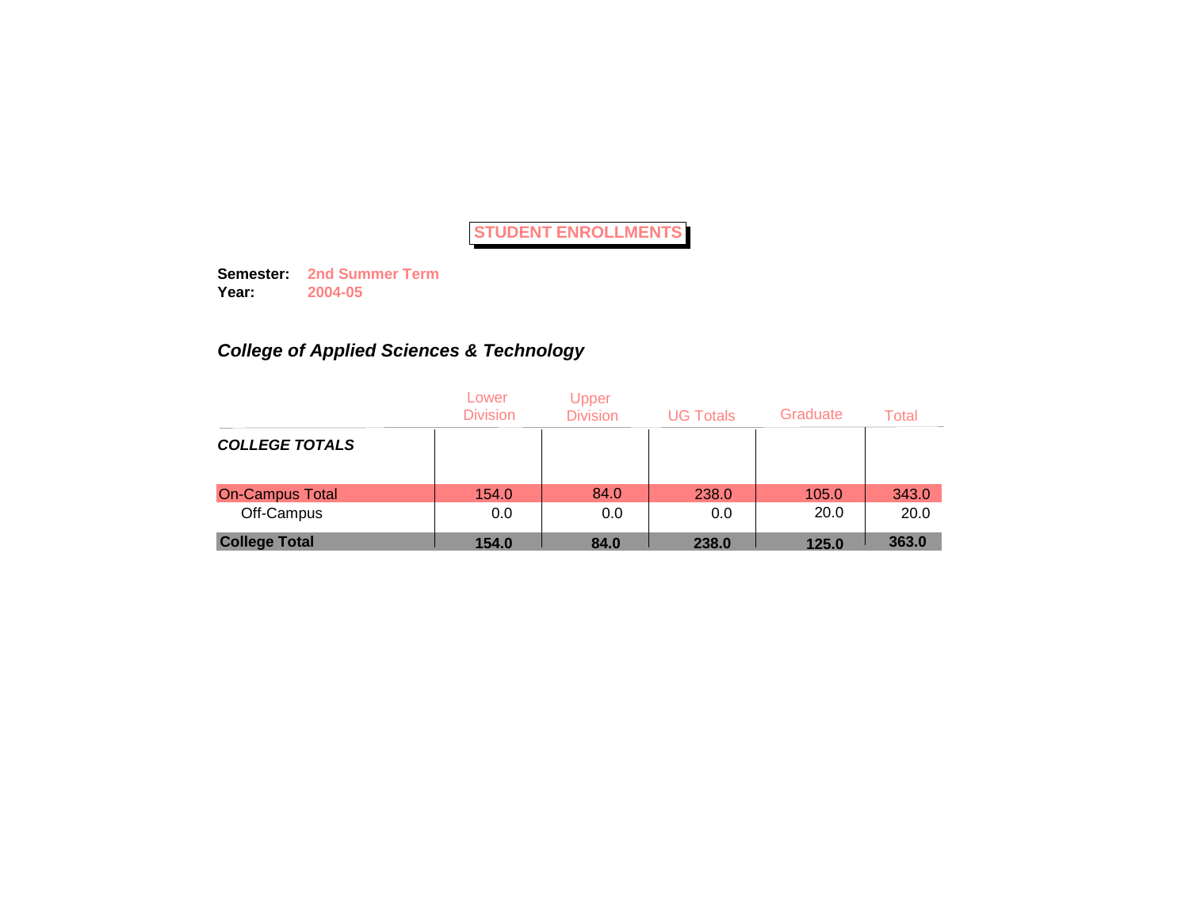# STUDENT ENROLLMENTS

**Semester:** **2nd Summer Term**
**Year:** **2004-05**

## *College of Applied Sciences & Technology*

| | Lower Division | Upper Division | UG Totals | Graduate | Total |
|---|---|---|---|---|---|
| ***COLLEGE TOTALS*** | | | | | |
| On-Campus Total | 154.0 | 84.0 | 238.0 | 105.0 | 343.0 |
| Off-Campus | 0.0 | 0.0 | 0.0 | 20.0 | 20.0 |
| **College Total** | **154.0** | **84.0** | **238.0** | **125.0** | **363.0** |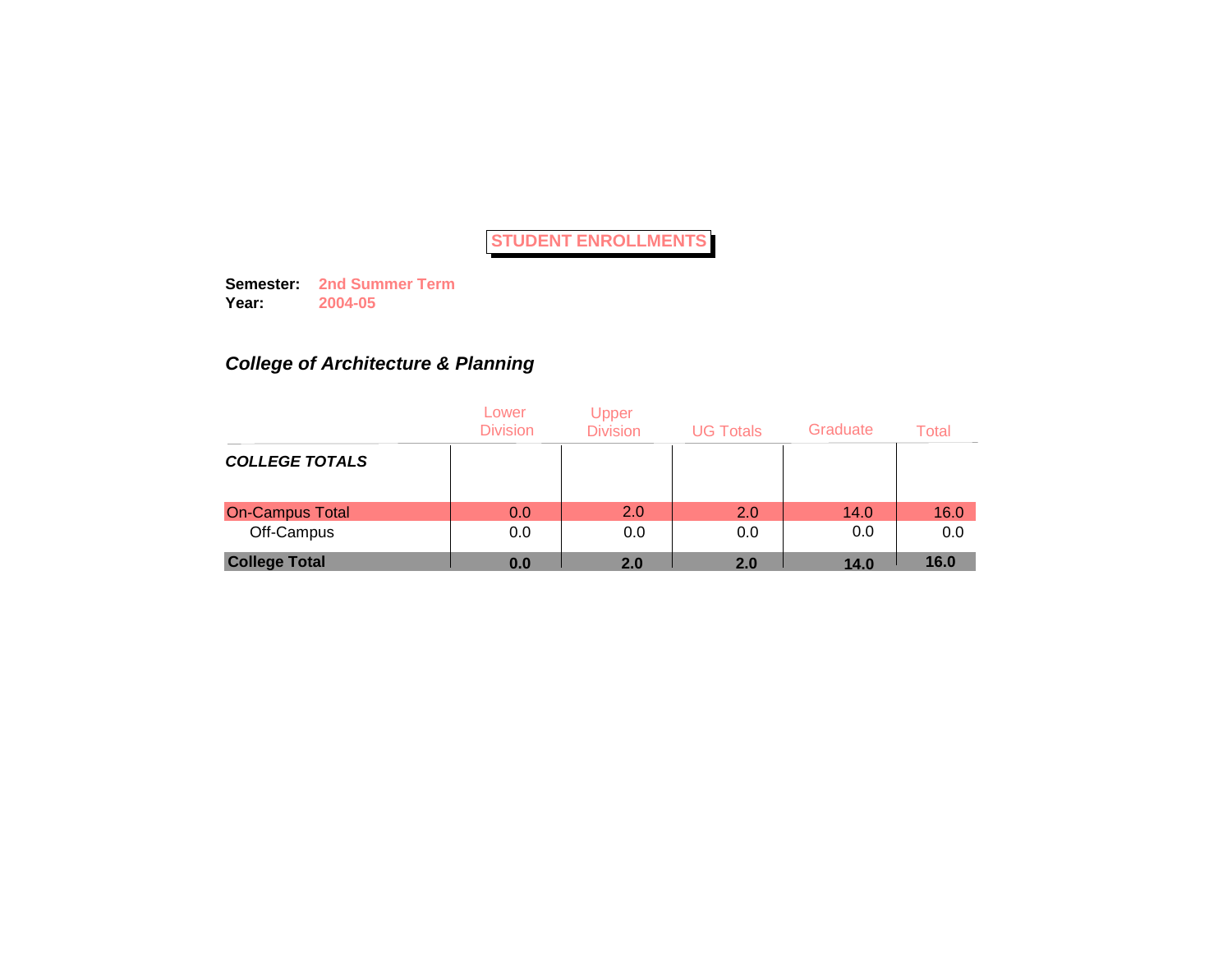# STUDENT ENROLLMENTS

**Semester:** **2nd Summer Term**
**Year:** **2004-05**

## *College of Architecture & Planning*

| | Lower Division | Upper Division | UG Totals | Graduate | Total |
|---|---|---|---|---|---|
| ***COLLEGE TOTALS*** | | | | | |
| On-Campus Total | 0.0 | 2.0 | 2.0 | 14.0 | 16.0 |
| Off-Campus | 0.0 | 0.0 | 0.0 | 0.0 | 0.0 |
| **College Total** | **0.0** | **2.0** | **2.0** | **14.0** | **16.0** |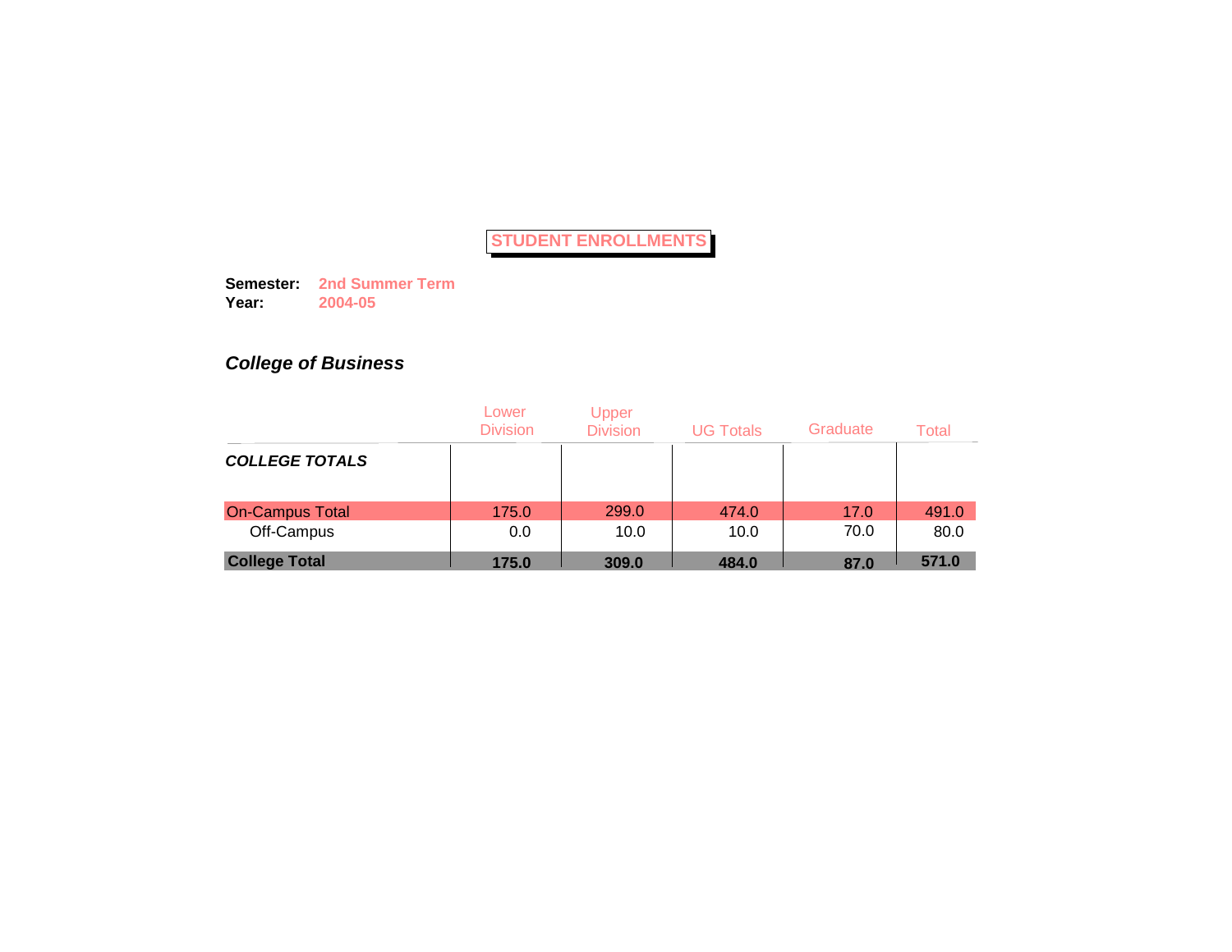# STUDENT ENROLLMENTS

**Semester:** **2nd Summer Term**
**Year:** **2004-05**

## *College of Business*

| | Lower Division | Upper Division | UG Totals | Graduate | Total |
|---|---|---|---|---|---|
| ***COLLEGE TOTALS*** | | | | | |
| On-Campus Total | 175.0 | 299.0 | 474.0 | 17.0 | 491.0 |
| Off-Campus | 0.0 | 10.0 | 10.0 | 70.0 | 80.0 |
| **College Total** | **175.0** | **309.0** | **484.0** | **87.0** | **571.0** |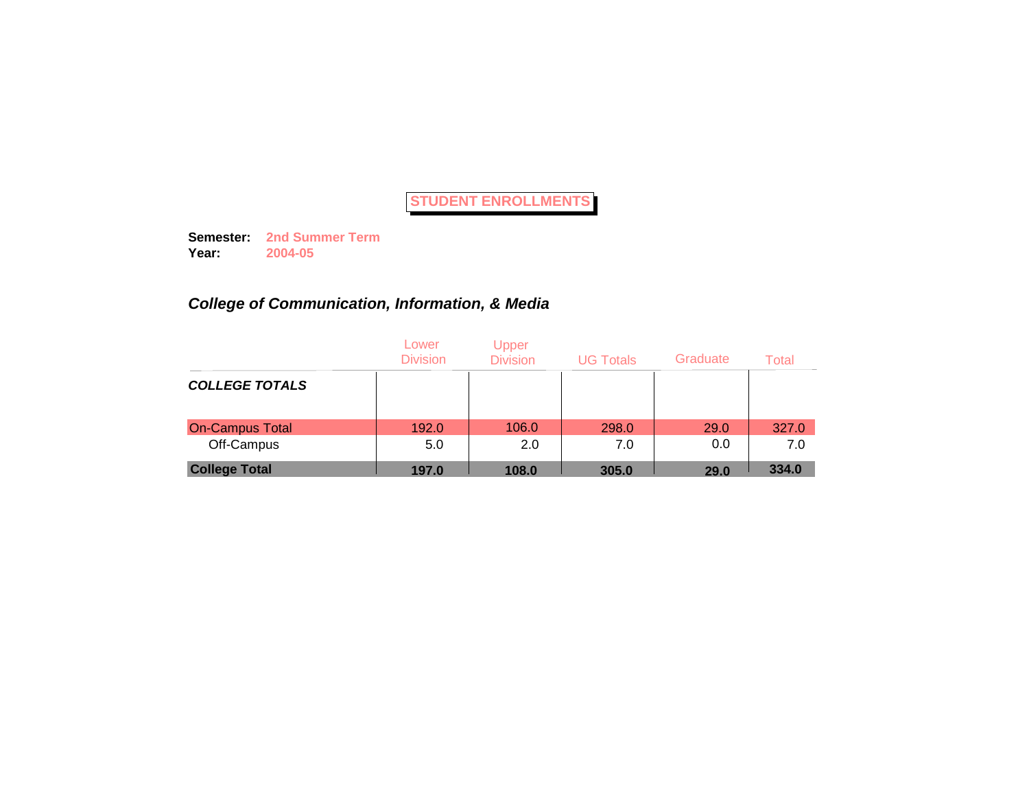# STUDENT ENROLLMENTS

**Semester:** **2nd Summer Term**
**Year:** **2004-05**

## *College of Communication, Information, & Media*

| | Lower Division | Upper Division | UG Totals | Graduate | Total |
|---|---|---|---|---|---|
| ***COLLEGE TOTALS*** | | | | | |
| On-Campus Total | 192.0 | 106.0 | 298.0 | 29.0 | 327.0 |
| Off-Campus | 5.0 | 2.0 | 7.0 | 0.0 | 7.0 |
| **College Total** | **197.0** | **108.0** | **305.0** | **29.0** | **334.0** |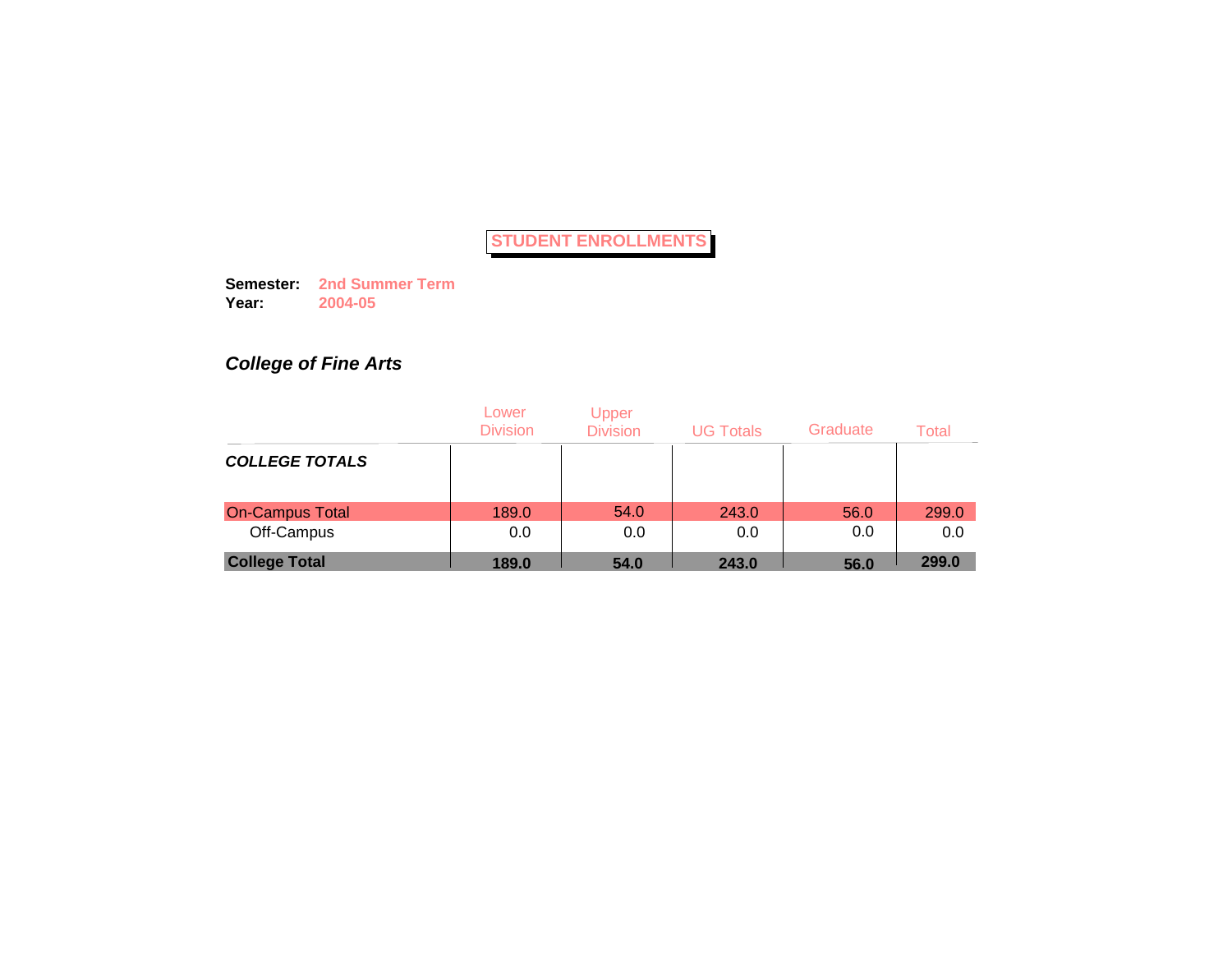# STUDENT ENROLLMENTS

**Semester:** **2nd Summer Term**
**Year:** **2004-05**

## *College of Fine Arts*

| | Lower Division | Upper Division | UG Totals | Graduate | Total |
|---|---|---|---|---|---|
| ***COLLEGE TOTALS*** | | | | | |
| On-Campus Total | 189.0 | 54.0 | 243.0 | 56.0 | 299.0 |
| Off-Campus | 0.0 | 0.0 | 0.0 | 0.0 | 0.0 |
| **College Total** | **189.0** | **54.0** | **243.0** | **56.0** | **299.0** |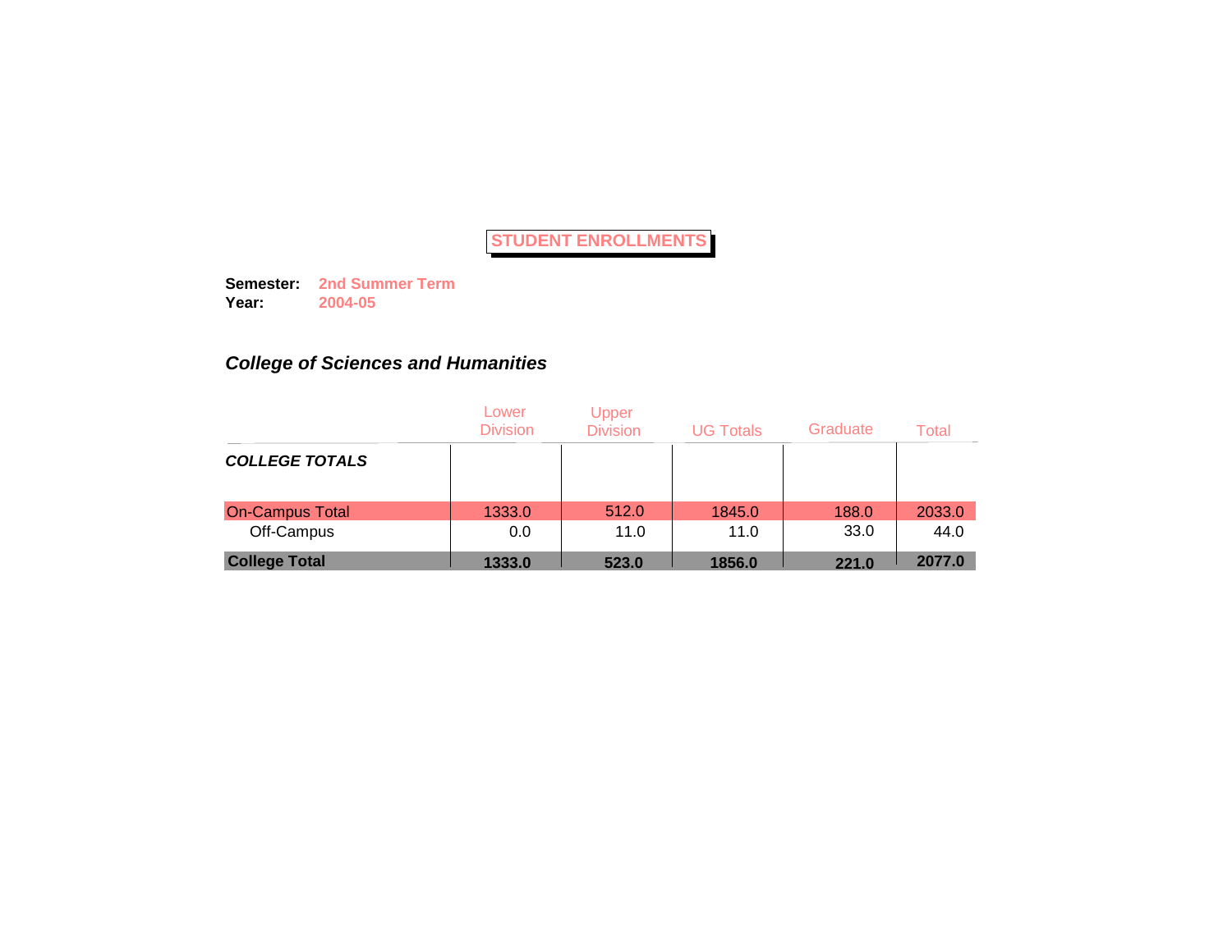# STUDENT ENROLLMENTS

**Semester:** **2nd Summer Term**
**Year:** **2004-05**

## *College of Sciences and Humanities*

| | Lower Division | Upper Division | UG Totals | Graduate | Total |
|---|---|---|---|---|---|
| ***COLLEGE TOTALS*** | | | | | |
| On-Campus Total | 1333.0 | 512.0 | 1845.0 | 188.0 | 2033.0 |
| Off-Campus | 0.0 | 11.0 | 11.0 | 33.0 | 44.0 |
| **College Total** | **1333.0** | **523.0** | **1856.0** | **221.0** | **2077.0** |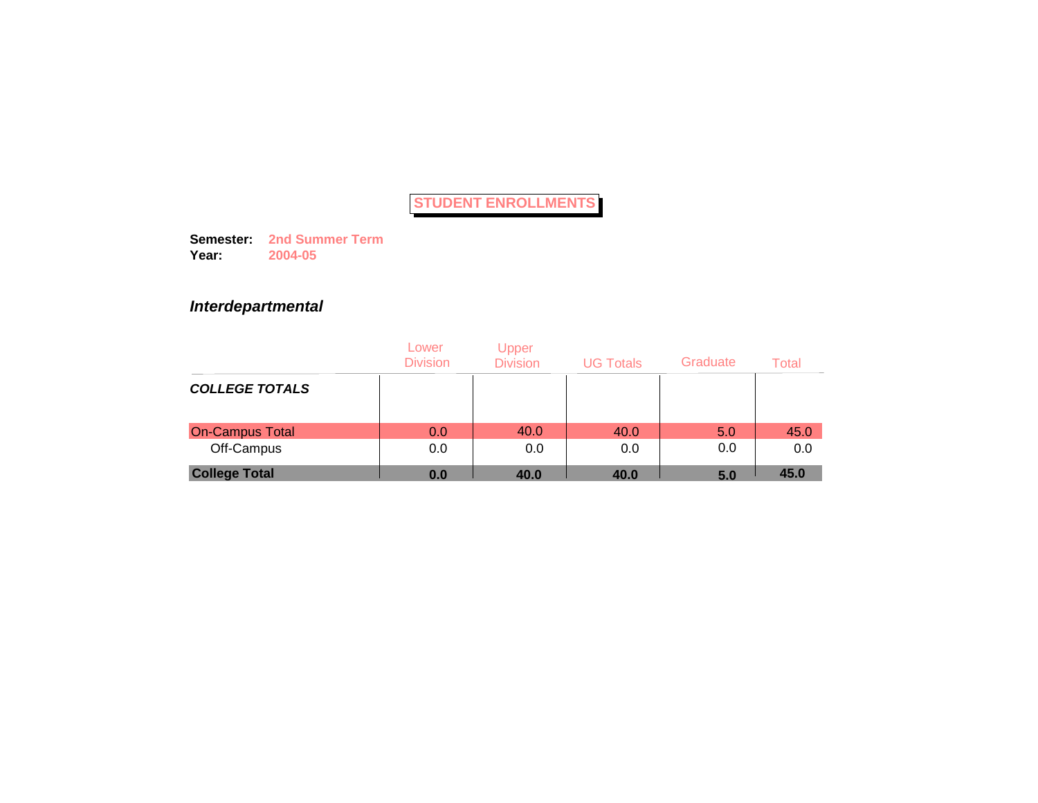# STUDENT ENROLLMENTS

**Semester:** **2nd Summer Term**
**Year:** **2004-05**

## *Interdepartmental*

| | Lower Division | Upper Division | UG Totals | Graduate | Total |
|---|---|---|---|---|---|
| ***COLLEGE TOTALS*** | | | | | |
| On-Campus Total | 0.0 | 40.0 | 40.0 | 5.0 | 45.0 |
| Off-Campus | 0.0 | 0.0 | 0.0 | 0.0 | 0.0 |
| **College Total** | **0.0** | **40.0** | **40.0** | **5.0** | **45.0** |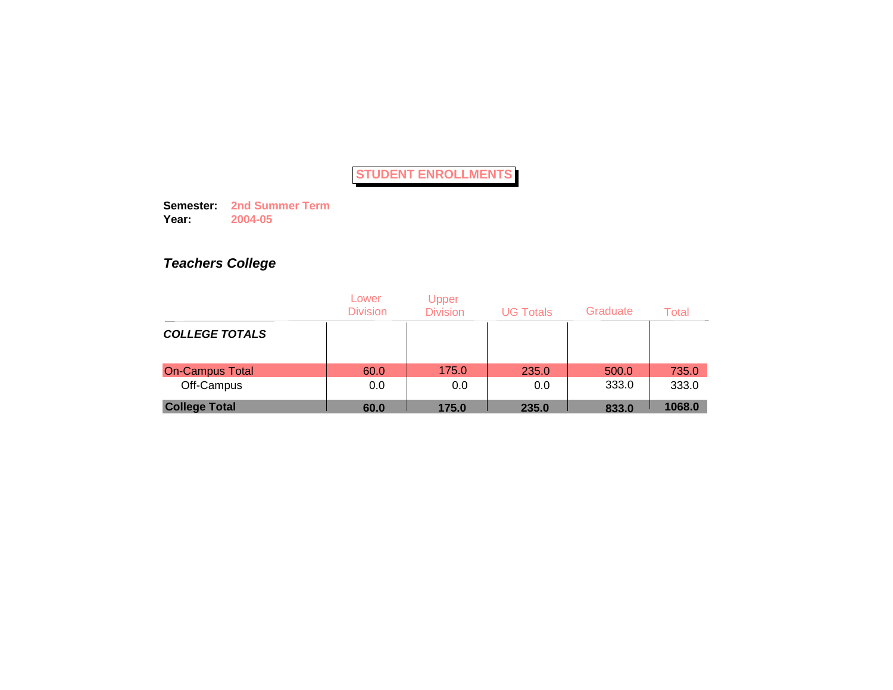# STUDENT ENROLLMENTS

**Semester:** **2nd Summer Term**
**Year:** **2004-05**

***Teachers College***

| | Lower Division | Upper Division | UG Totals | Graduate | Total |
|---|---|---|---|---|---|
| ***COLLEGE TOTALS*** | | | | | |
| On-Campus Total | 60.0 | 175.0 | 235.0 | 500.0 | 735.0 |
| Off-Campus | 0.0 | 0.0 | 0.0 | 333.0 | 333.0 |
| **College Total** | **60.0** | **175.0** | **235.0** | **833.0** | **1068.0** |